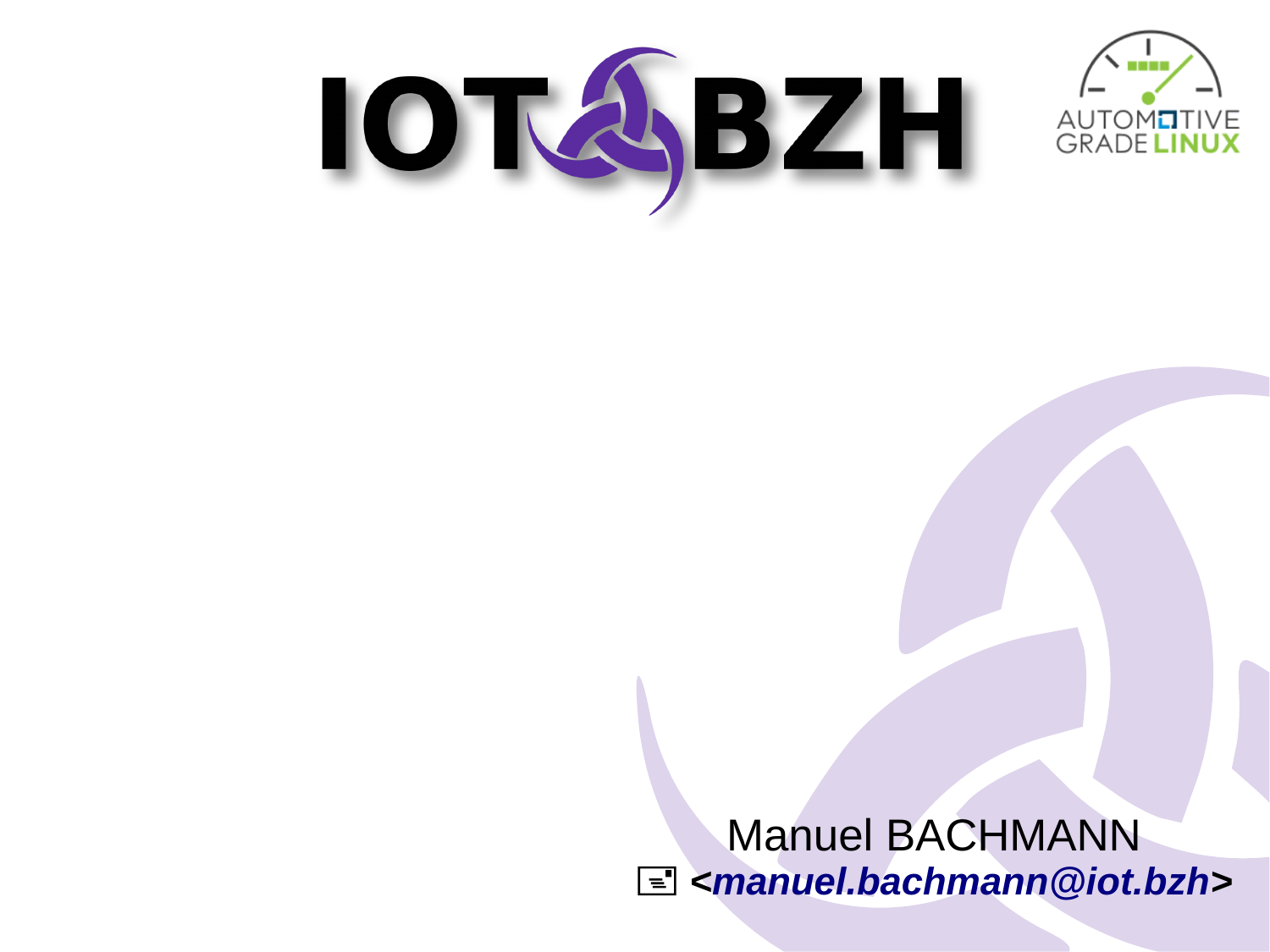IOT.BZH

AUTOMOTIVE GRADE LINUX

Manuel BACHMANN

<*manuel.bachmann@iot.bzh*>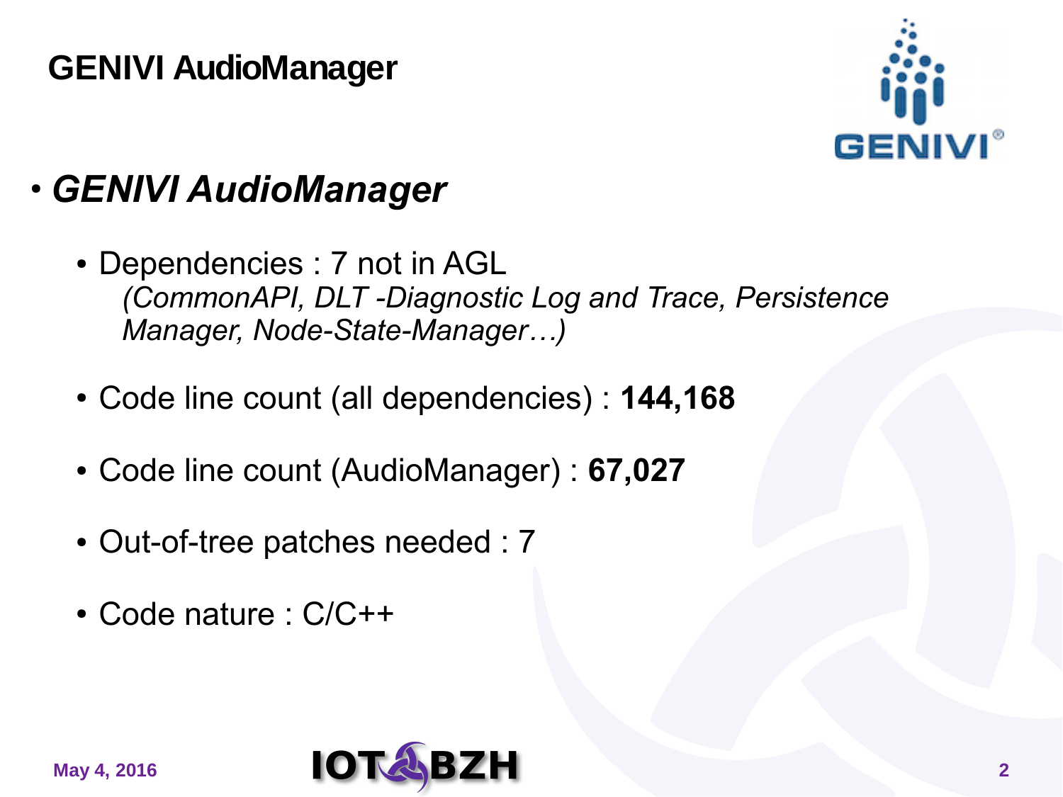# GENIVI AudioManager

- ***GENIVI AudioManager***
  - Dependencies : 7 not in AGL
    *(CommonAPI, DLT -Diagnostic Log and Trace, Persistence Manager, Node-State-Manager…)*
  - Code line count (all dependencies) : **144,168**
  - Code line count (AudioManager) : **67,027**
  - Out-of-tree patches needed : 7
  - Code nature : C/C++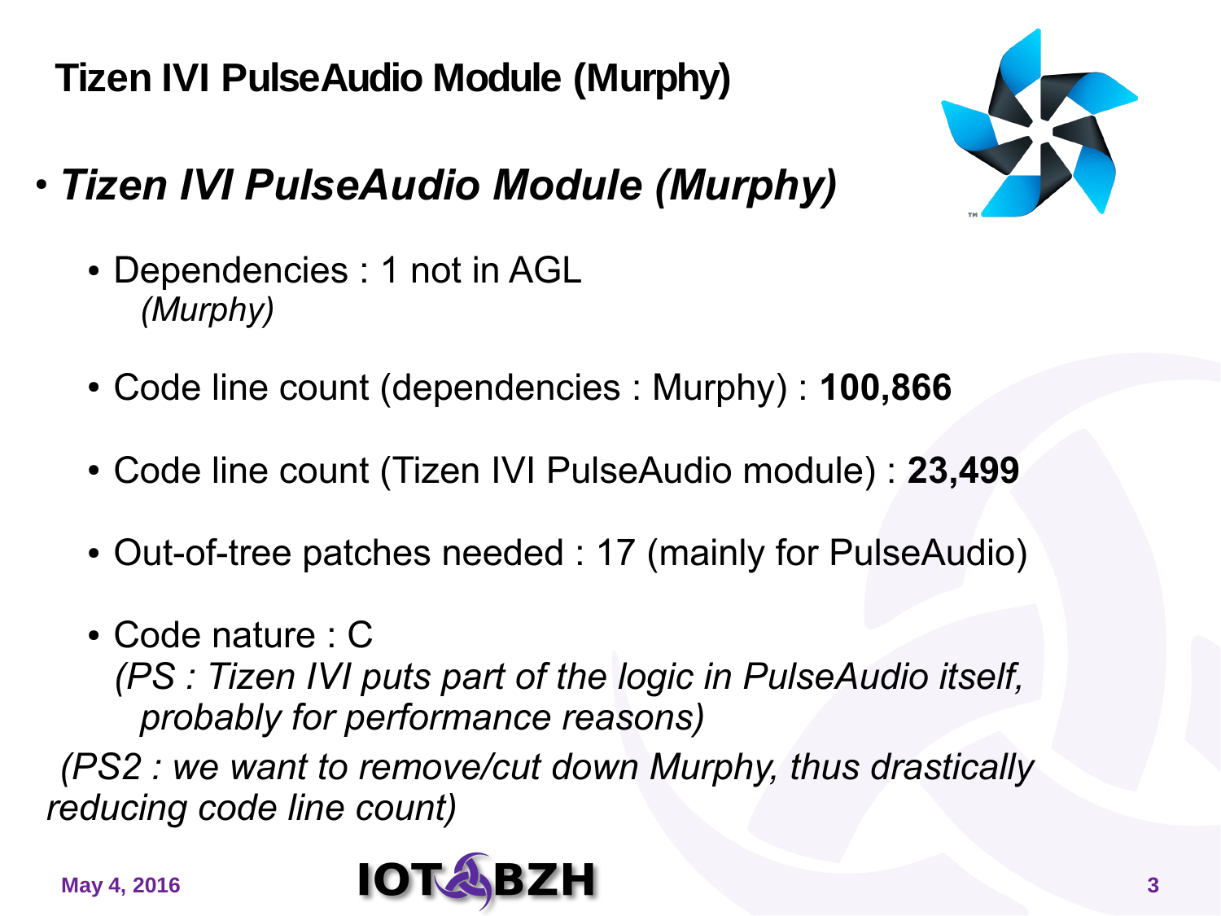# Tizen IVI PulseAudio Module (Murphy)

- ***Tizen IVI PulseAudio Module (Murphy)***
  - Dependencies : 1 not in AGL
    *(Murphy)*
  - Code line count (dependencies : Murphy) : **100,866**
  - Code line count (Tizen IVI PulseAudio module) : **23,499**
  - Out-of-tree patches needed : 17 (mainly for PulseAudio)
  - Code nature : C
    *(PS : Tizen IVI puts part of the logic in PulseAudio itself, probably for performance reasons)*

*(PS2 : we want to remove/cut down Murphy, thus drastically reducing code line count)*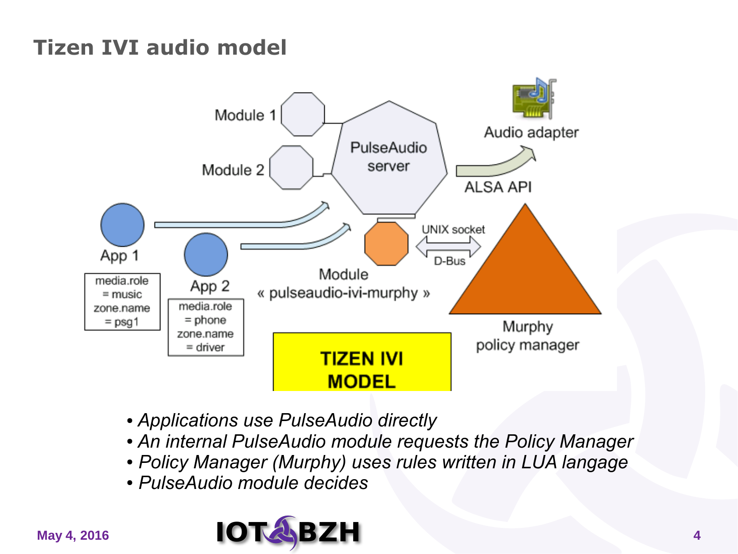# Tizen IVI audio model

Module 1

Module 2

PulseAudio server

Audio adapter

ALSA API

App 1

media.role = music
zone.name = psg1

App 2

media.role = phone
zone.name = driver

Module « pulseaudio-ivi-murphy »

UNIX socket

D-Bus

Murphy policy manager

TIZEN IVI MODEL

- *Applications use PulseAudio directly*
- *An internal PulseAudio module requests the Policy Manager*
- *Policy Manager (Murphy) uses rules written in LUA langage*
- *PulseAudio module decides*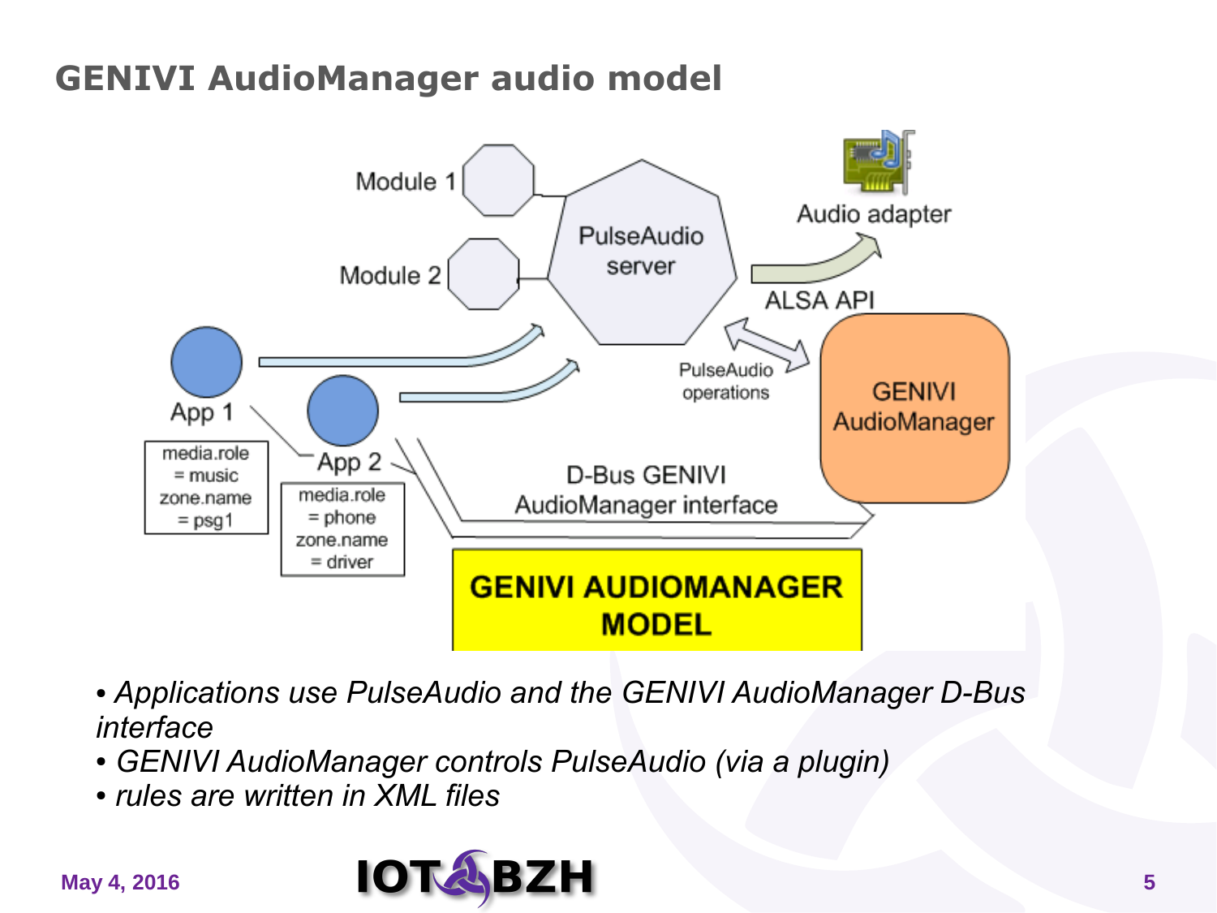## GENIVI AudioManager audio model

Module 1

Module 2

PulseAudio server

Audio adapter

ALSA API

PulseAudio operations

GENIVI AudioManager

App 1

media.role = music
zone.name = psg1

App 2

media.role = phone
zone.name = driver

D-Bus GENIVI AudioManager interface

**GENIVI AUDIOMANAGER MODEL**

- *Applications use PulseAudio and the GENIVI AudioManager D-Bus interface*
- *GENIVI AudioManager controls PulseAudio (via a plugin)*
- *rules are written in XML files*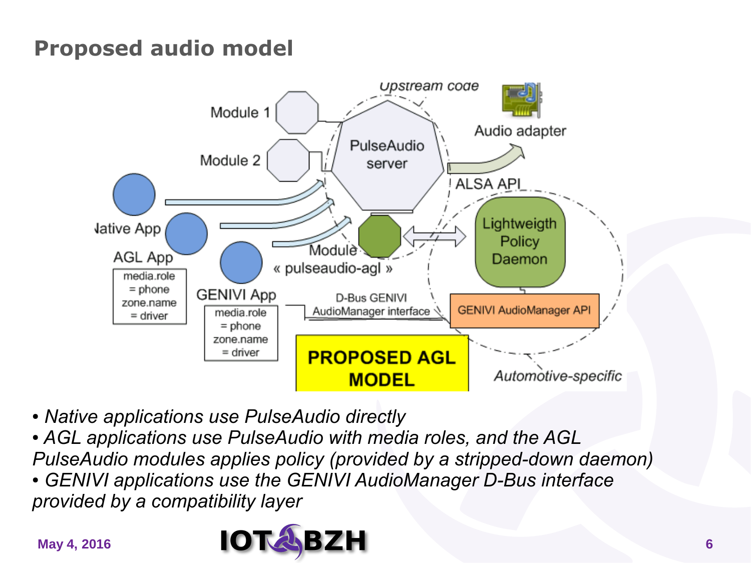## Proposed audio model

Upstream code

Module 1

Module 2

PulseAudio server

Audio adapter

ALSA API

Native App

AGL App

media.role = phone
zone.name = driver

GENIVI App

media.role = phone
zone.name = driver

Module « pulseaudio-agl »

Lightweigth Policy Daemon

D-Bus GENIVI AudioManager interface

GENIVI AudioManager API

**PROPOSED AGL MODEL**

Automotive-specific

- *Native applications use PulseAudio directly*
- *AGL applications use PulseAudio with media roles, and the AGL PulseAudio modules applies policy (provided by a stripped-down daemon)*
- *GENIVI applications use the GENIVI AudioManager D-Bus interface provided by a compatibility layer*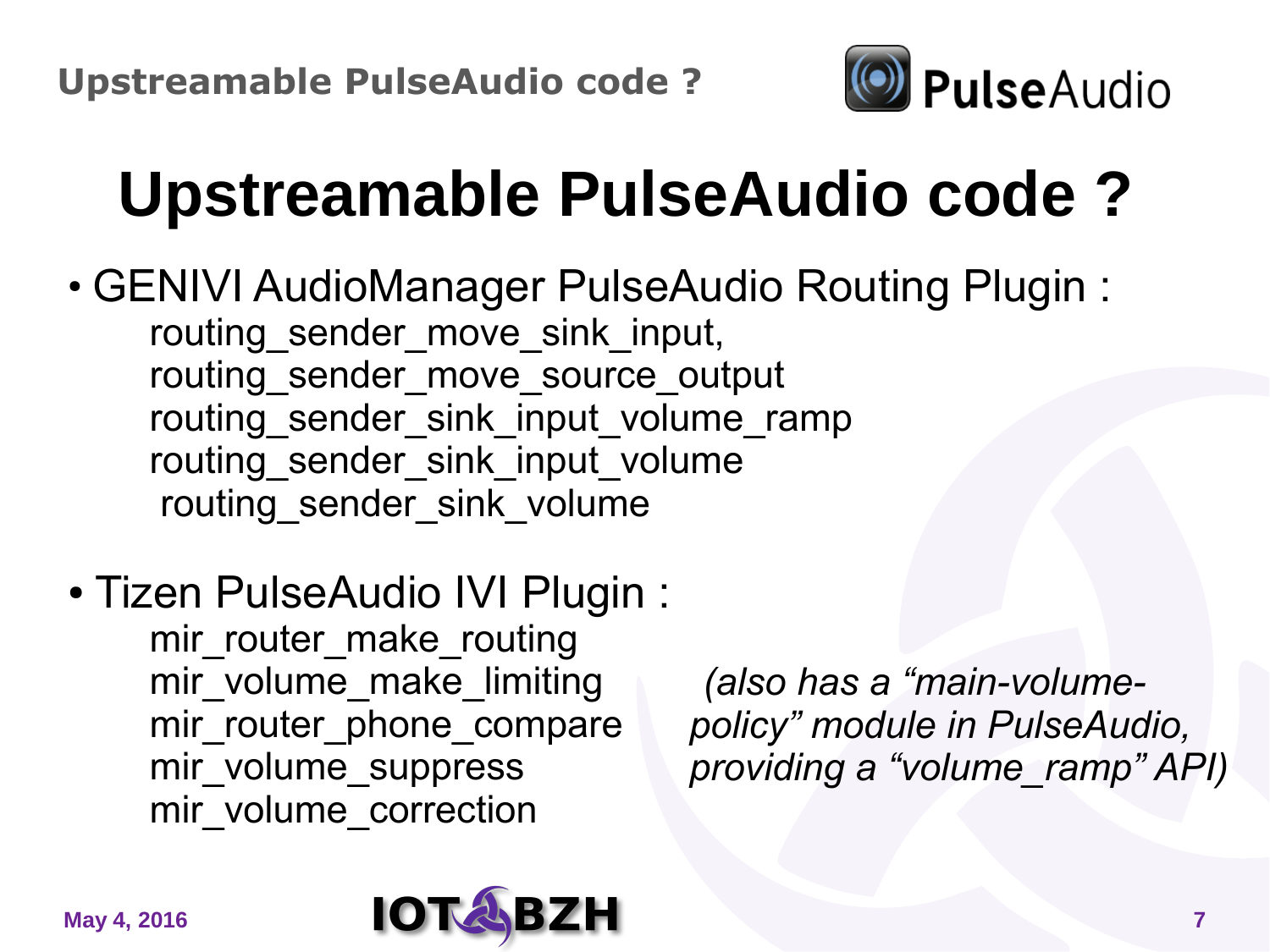# Upstreamable PulseAudio code ?

- GENIVI AudioManager PulseAudio Routing Plugin :
  routing_sender_move_sink_input,
  routing_sender_move_source_output
  routing_sender_sink_input_volume_ramp
  routing_sender_sink_input_volume
  routing_sender_sink_volume

- Tizen PulseAudio IVI Plugin :
  mir_router_make_routing
  mir_volume_make_limiting
  mir_router_phone_compare
  mir_volume_suppress
  mir_volume_correction

  *(also has a "main-volume-policy" module in PulseAudio, providing a "volume_ramp" API)*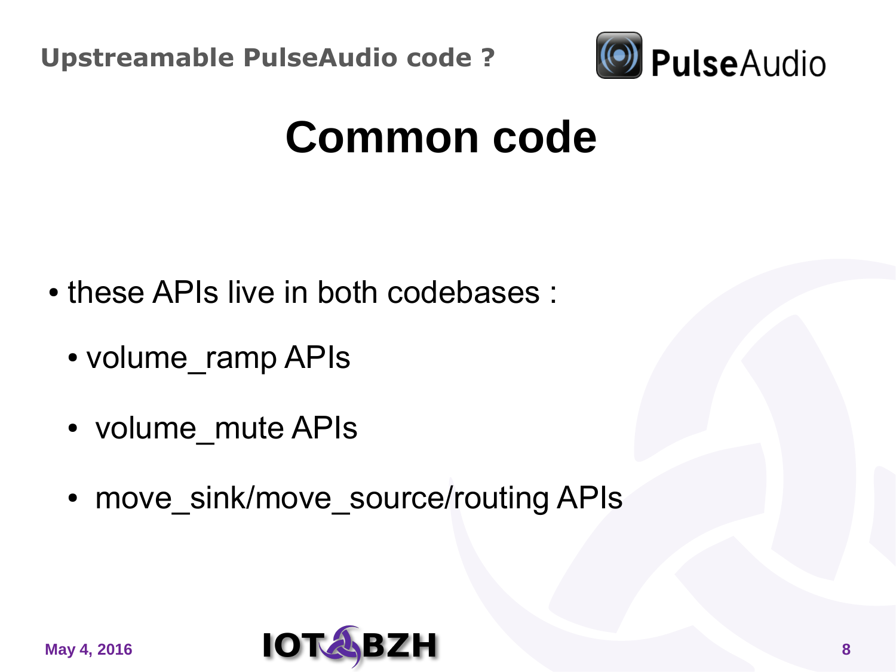**Upstreamable PulseAudio code ?**

# Common code

- these APIs live in both codebases :
  - volume_ramp APIs
  - volume_mute APIs
  - move_sink/move_source/routing APIs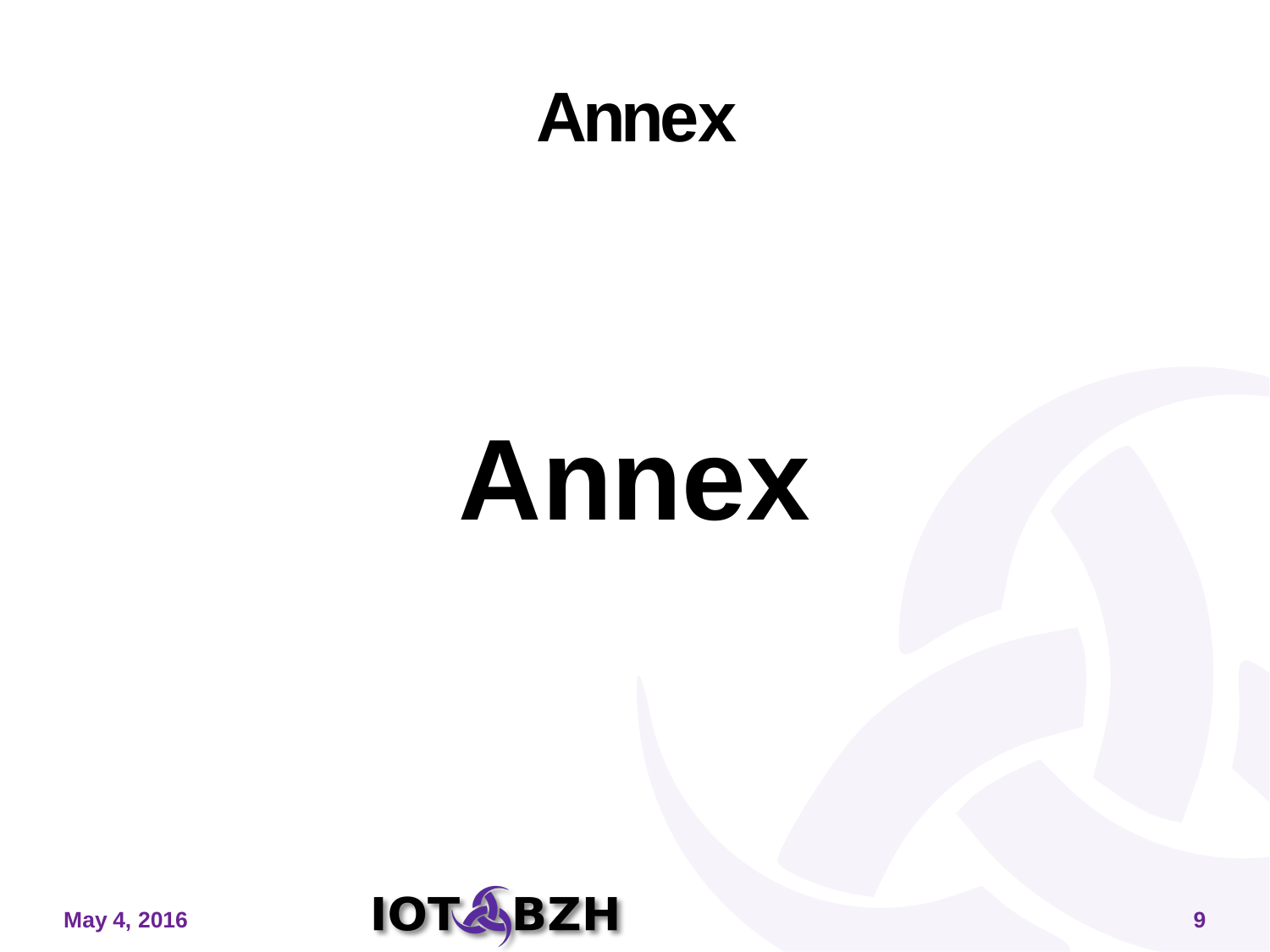# Annex

# Annex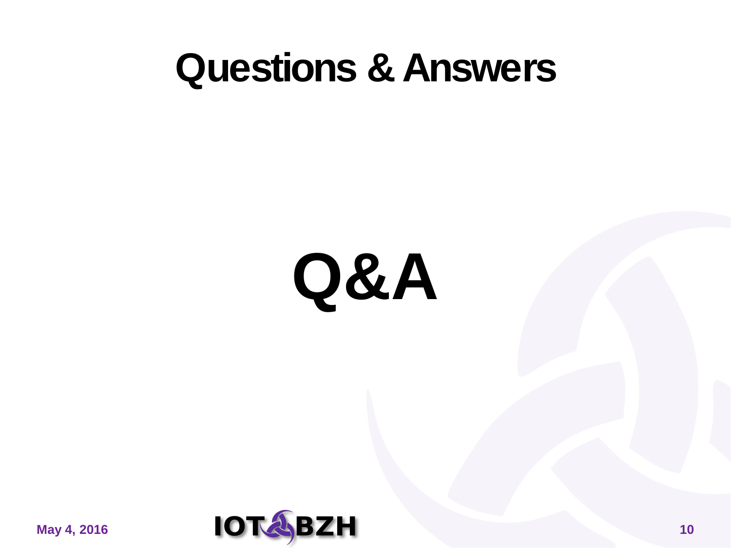# Questions & Answers

# Q&A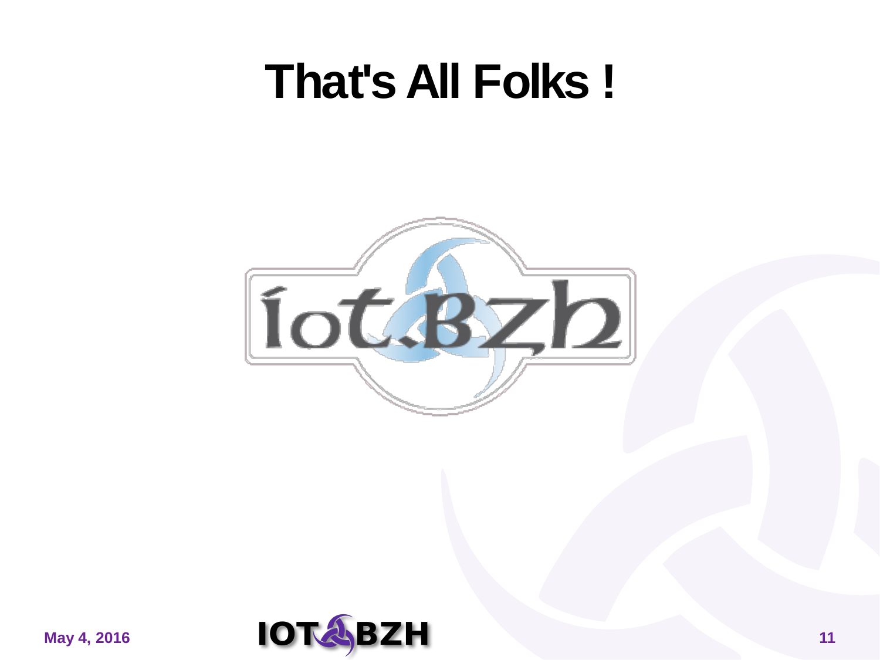# That's All Folks !